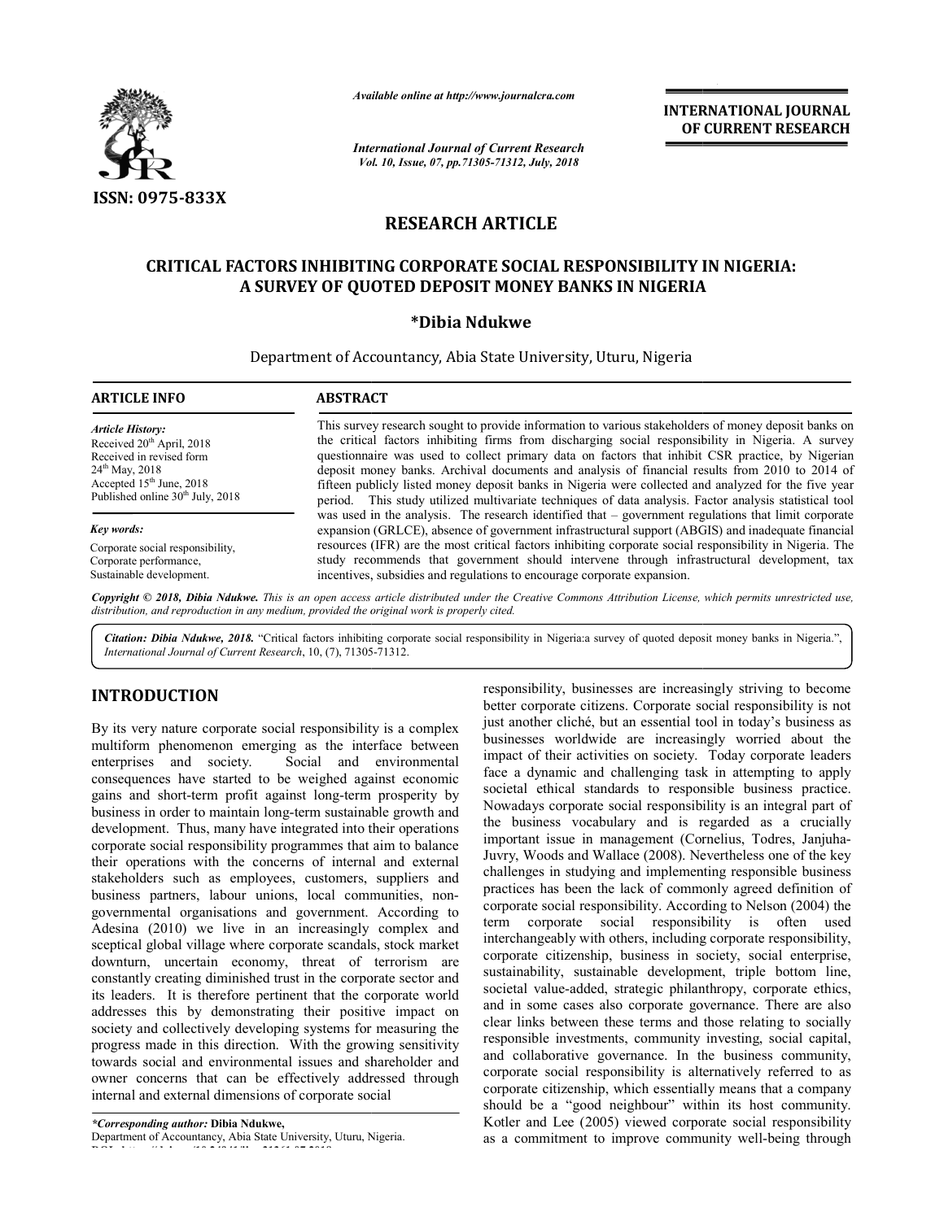# RESEARCH ARTICLE

## CRITICAL FACTORS INHIBITING CORPORATE SOCIAL RESPONSIBILITY IN NIGERIA: A SURVEY OF QUOTED DEPOSIT MONEY BANKS IN NIGERIA

**\*Dibia Ndukwe**

Department of Accountancy, Abia State University, Uturu, Nigeria

**ARTICLE INFO**

*Article History:*
Received 20th April, 2018
Received in revised form 24th May, 2018
Accepted 15th June, 2018
Published online 30th July, 2018

*Key words:*
Corporate social responsibility,
Corporate performance,
Sustainable development.

**ABSTRACT**

This survey research sought to provide information to various stakeholders of money deposit banks on the critical factors inhibiting firms from discharging social responsibility in Nigeria. A survey questionnaire was used to collect primary data on factors that inhibit CSR practice, by Nigerian deposit money banks. Archival documents and analysis of financial results from 2010 to 2014 of fifteen publicly listed money deposit banks in Nigeria were collected and analyzed for the five year period. This study utilized multivariate techniques of data analysis. Factor analysis statistical tool was used in the analysis. The research identified that – government regulations that limit corporate expansion (GRLCE), absence of government infrastructural support (ABGIS) and inadequate financial resources (IFR) are the most critical factors inhibiting corporate social responsibility in Nigeria. The study recommends that government should intervene through infrastructural development, tax incentives, subsidies and regulations to encourage corporate expansion.

*Copyright © 2018, Dibia Ndukwe. This is an open access article distributed under the Creative Commons Attribution License, which permits unrestricted use, distribution, and reproduction in any medium, provided the original work is properly cited.*

*Citation: Dibia Ndukwe, 2018.* "Critical factors inhibiting corporate social responsibility in Nigeria:a survey of quoted deposit money banks in Nigeria.", *International Journal of Current Research*, 10, (7), 71305-71312.

## INTRODUCTION

By its very nature corporate social responsibility is a complex multiform phenomenon emerging as the interface between enterprises and society. Social and environmental consequences have started to be weighed against economic gains and short-term profit against long-term prosperity by business in order to maintain long-term sustainable growth and development. Thus, many have integrated into their operations corporate social responsibility programmes that aim to balance their operations with the concerns of internal and external stakeholders such as employees, customers, suppliers and business partners, labour unions, local communities, non-governmental organisations and government. According to Adesina (2010) we live in an increasingly complex and sceptical global village where corporate scandals, stock market downturn, uncertain economy, threat of terrorism are constantly creating diminished trust in the corporate sector and its leaders. It is therefore pertinent that the corporate world addresses this by demonstrating their positive impact on society and collectively developing systems for measuring the progress made in this direction. With the growing sensitivity towards social and environmental issues and shareholder and owner concerns that can be effectively addressed through internal and external dimensions of corporate social responsibility, businesses are increasingly striving to become better corporate citizens. Corporate social responsibility is not just another cliché, but an essential tool in today's business as businesses worldwide are increasingly worried about the impact of their activities on society. Today corporate leaders face a dynamic and challenging task in attempting to apply societal ethical standards to responsible business practice. Nowadays corporate social responsibility is an integral part of the business vocabulary and is regarded as a crucially important issue in management (Cornelius, Todres, Janjuha-Juvry, Woods and Wallace (2008). Nevertheless one of the key challenges in studying and implementing responsible business practices has been the lack of commonly agreed definition of corporate social responsibility. According to Nelson (2004) the term corporate social responsibility is often used interchangeably with others, including corporate responsibility, corporate citizenship, business in society, social enterprise, sustainability, sustainable development, triple bottom line, societal value-added, strategic philanthropy, corporate ethics, and in some cases also corporate governance. There are also clear links between these terms and those relating to socially responsible investments, community investing, social capital, and collaborative governance. In the business community, corporate social responsibility is alternatively referred to as corporate citizenship, which essentially means that a company should be a "good neighbour" within its host community. Kotler and Lee (2005) viewed corporate social responsibility as a commitment to improve community well-being through

*\*Corresponding author:* **Dibia Ndukwe,**
Department of Accountancy, Abia State University, Uturu, Nigeria.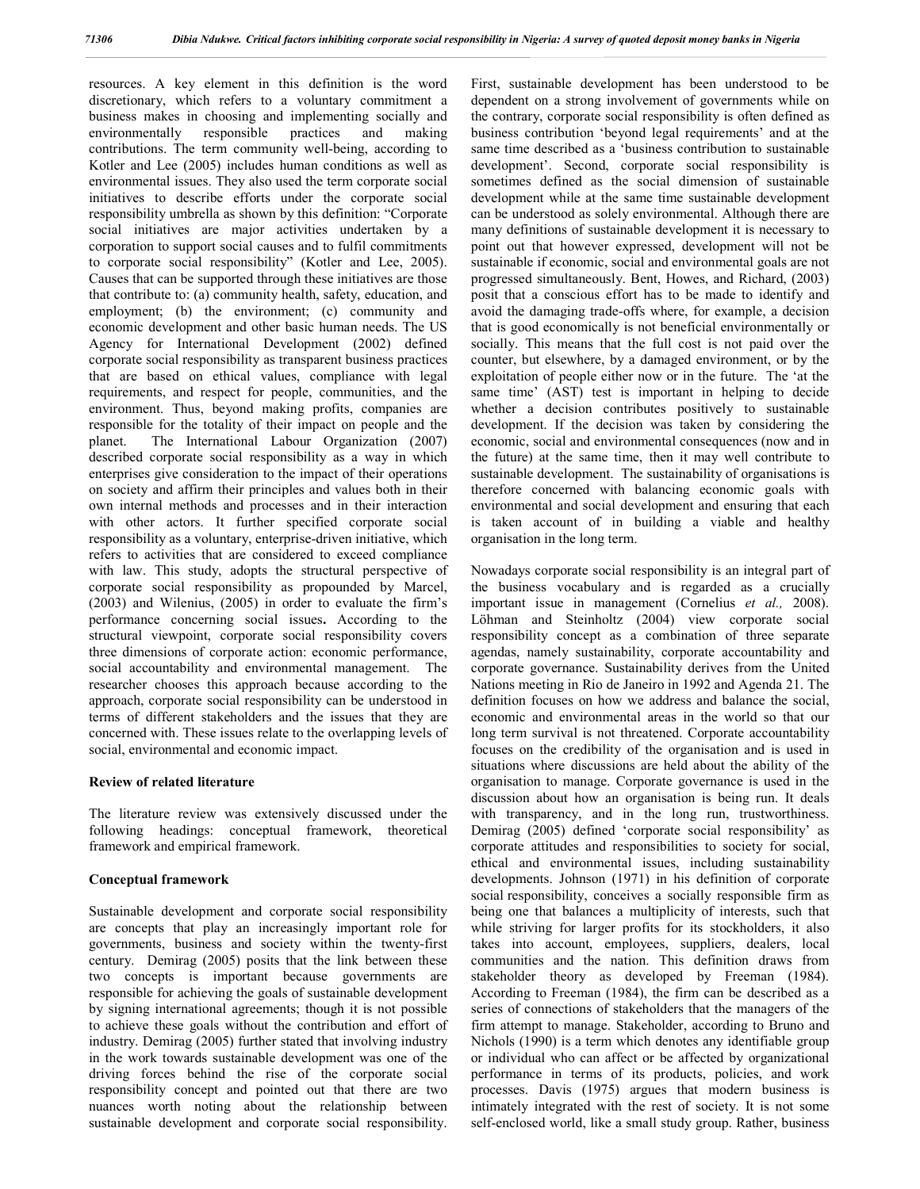resources. A key element in this definition is the word discretionary, which refers to a voluntary commitment a business makes in choosing and implementing socially and environmentally responsible practices and making contributions. The term community well-being, according to Kotler and Lee (2005) includes human conditions as well as environmental issues. They also used the term corporate social initiatives to describe efforts under the corporate social responsibility umbrella as shown by this definition: "Corporate social initiatives are major activities undertaken by a corporation to support social causes and to fulfil commitments to corporate social responsibility" (Kotler and Lee, 2005). Causes that can be supported through these initiatives are those that contribute to: (a) community health, safety, education, and employment; (b) the environment; (c) community and economic development and other basic human needs. The US Agency for International Development (2002) defined corporate social responsibility as transparent business practices that are based on ethical values, compliance with legal requirements, and respect for people, communities, and the environment. Thus, beyond making profits, companies are responsible for the totality of their impact on people and the planet. The International Labour Organization (2007) described corporate social responsibility as a way in which enterprises give consideration to the impact of their operations on society and affirm their principles and values both in their own internal methods and processes and in their interaction with other actors. It further specified corporate social responsibility as a voluntary, enterprise-driven initiative, which refers to activities that are considered to exceed compliance with law. This study, adopts the structural perspective of corporate social responsibility as propounded by Marcel, (2003) and Wilenius, (2005) in order to evaluate the firm's performance concerning social issues**.** According to the structural viewpoint, corporate social responsibility covers three dimensions of corporate action: economic performance, social accountability and environmental management. The researcher chooses this approach because according to the approach, corporate social responsibility can be understood in terms of different stakeholders and the issues that they are concerned with. These issues relate to the overlapping levels of social, environmental and economic impact.

## Review of related literature

The literature review was extensively discussed under the following headings: conceptual framework, theoretical framework and empirical framework.

### Conceptual framework

Sustainable development and corporate social responsibility are concepts that play an increasingly important role for governments, business and society within the twenty-first century. Demirag (2005) posits that the link between these two concepts is important because governments are responsible for achieving the goals of sustainable development by signing international agreements; though it is not possible to achieve these goals without the contribution and effort of industry. Demirag (2005) further stated that involving industry in the work towards sustainable development was one of the driving forces behind the rise of the corporate social responsibility concept and pointed out that there are two nuances worth noting about the relationship between sustainable development and corporate social responsibility. First, sustainable development has been understood to be dependent on a strong involvement of governments while on the contrary, corporate social responsibility is often defined as business contribution 'beyond legal requirements' and at the same time described as a 'business contribution to sustainable development'. Second, corporate social responsibility is sometimes defined as the social dimension of sustainable development while at the same time sustainable development can be understood as solely environmental. Although there are many definitions of sustainable development it is necessary to point out that however expressed, development will not be sustainable if economic, social and environmental goals are not progressed simultaneously. Bent, Howes, and Richard, (2003) posit that a conscious effort has to be made to identify and avoid the damaging trade-offs where, for example, a decision that is good economically is not beneficial environmentally or socially. This means that the full cost is not paid over the counter, but elsewhere, by a damaged environment, or by the exploitation of people either now or in the future. The 'at the same time' (AST) test is important in helping to decide whether a decision contributes positively to sustainable development. If the decision was taken by considering the economic, social and environmental consequences (now and in the future) at the same time, then it may well contribute to sustainable development. The sustainability of organisations is therefore concerned with balancing economic goals with environmental and social development and ensuring that each is taken account of in building a viable and healthy organisation in the long term.

Nowadays corporate social responsibility is an integral part of the business vocabulary and is regarded as a crucially important issue in management (Cornelius *et al.,* 2008). Löhman and Steinholtz (2004) view corporate social responsibility concept as a combination of three separate agendas, namely sustainability, corporate accountability and corporate governance. Sustainability derives from the United Nations meeting in Rio de Janeiro in 1992 and Agenda 21. The definition focuses on how we address and balance the social, economic and environmental areas in the world so that our long term survival is not threatened. Corporate accountability focuses on the credibility of the organisation and is used in situations where discussions are held about the ability of the organisation to manage. Corporate governance is used in the discussion about how an organisation is being run. It deals with transparency, and in the long run, trustworthiness. Demirag (2005) defined 'corporate social responsibility' as corporate attitudes and responsibilities to society for social, ethical and environmental issues, including sustainability developments. Johnson (1971) in his definition of corporate social responsibility, conceives a socially responsible firm as being one that balances a multiplicity of interests, such that while striving for larger profits for its stockholders, it also takes into account, employees, suppliers, dealers, local communities and the nation. This definition draws from stakeholder theory as developed by Freeman (1984). According to Freeman (1984), the firm can be described as a series of connections of stakeholders that the managers of the firm attempt to manage. Stakeholder, according to Bruno and Nichols (1990) is a term which denotes any identifiable group or individual who can affect or be affected by organizational performance in terms of its products, policies, and work processes. Davis (1975) argues that modern business is intimately integrated with the rest of society. It is not some self-enclosed world, like a small study group. Rather, business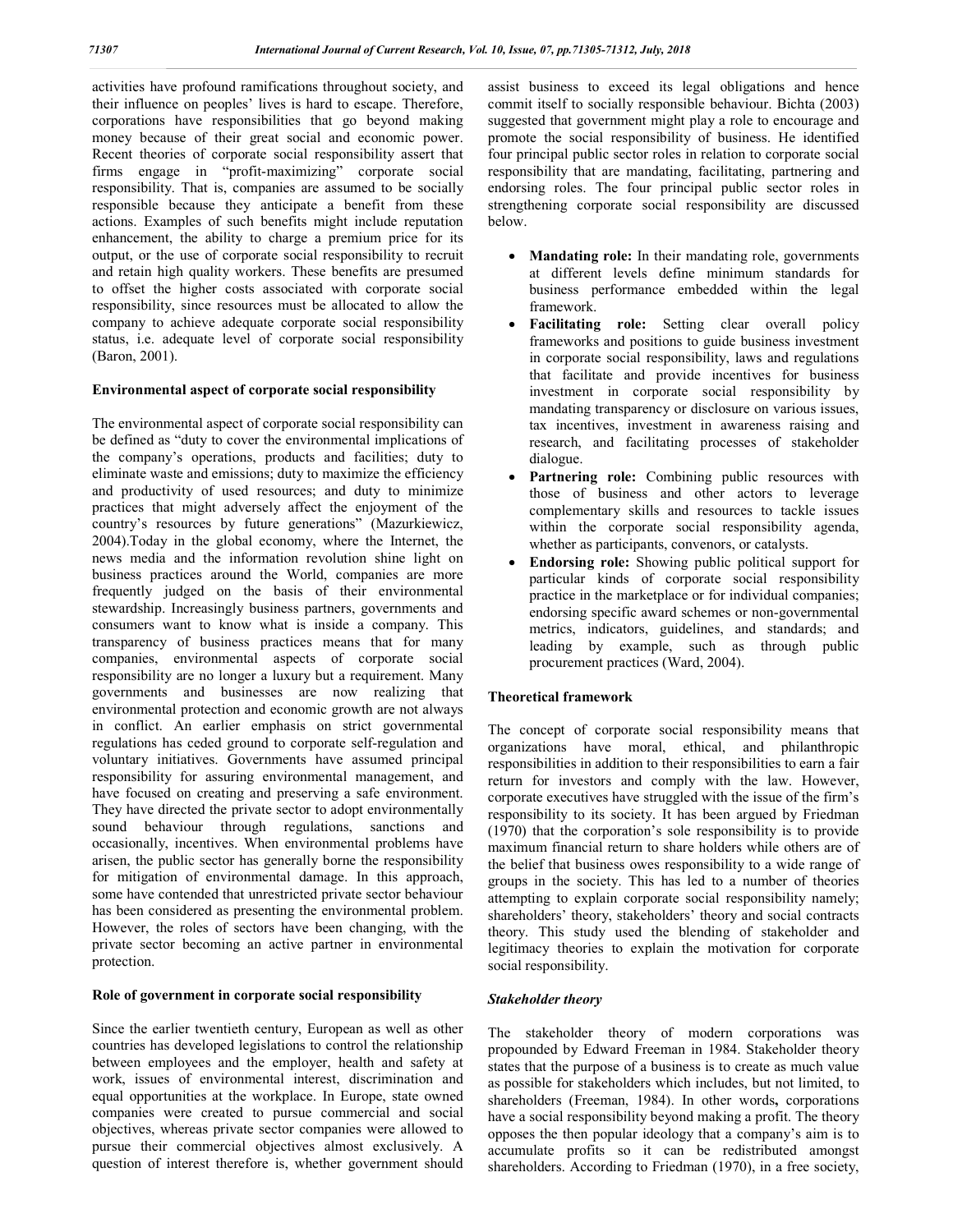activities have profound ramifications throughout society, and their influence on peoples' lives is hard to escape. Therefore, corporations have responsibilities that go beyond making money because of their great social and economic power. Recent theories of corporate social responsibility assert that firms engage in "profit-maximizing" corporate social responsibility. That is, companies are assumed to be socially responsible because they anticipate a benefit from these actions. Examples of such benefits might include reputation enhancement, the ability to charge a premium price for its output, or the use of corporate social responsibility to recruit and retain high quality workers. These benefits are presumed to offset the higher costs associated with corporate social responsibility, since resources must be allocated to allow the company to achieve adequate corporate social responsibility status, i.e. adequate level of corporate social responsibility (Baron, 2001).

### Environmental aspect of corporate social responsibility

The environmental aspect of corporate social responsibility can be defined as "duty to cover the environmental implications of the company's operations, products and facilities; duty to eliminate waste and emissions; duty to maximize the efficiency and productivity of used resources; and duty to minimize practices that might adversely affect the enjoyment of the country's resources by future generations" (Mazurkiewicz, 2004).Today in the global economy, where the Internet, the news media and the information revolution shine light on business practices around the World, companies are more frequently judged on the basis of their environmental stewardship. Increasingly business partners, governments and consumers want to know what is inside a company. This transparency of business practices means that for many companies, environmental aspects of corporate social responsibility are no longer a luxury but a requirement. Many governments and businesses are now realizing that environmental protection and economic growth are not always in conflict. An earlier emphasis on strict governmental regulations has ceded ground to corporate self-regulation and voluntary initiatives. Governments have assumed principal responsibility for assuring environmental management, and have focused on creating and preserving a safe environment. They have directed the private sector to adopt environmentally sound behaviour through regulations, sanctions and occasionally, incentives. When environmental problems have arisen, the public sector has generally borne the responsibility for mitigation of environmental damage. In this approach, some have contended that unrestricted private sector behaviour has been considered as presenting the environmental problem. However, the roles of sectors have been changing, with the private sector becoming an active partner in environmental protection.

### Role of government in corporate social responsibility

Since the earlier twentieth century, European as well as other countries has developed legislations to control the relationship between employees and the employer, health and safety at work, issues of environmental interest, discrimination and equal opportunities at the workplace. In Europe, state owned companies were created to pursue commercial and social objectives, whereas private sector companies were allowed to pursue their commercial objectives almost exclusively. A question of interest therefore is, whether government should assist business to exceed its legal obligations and hence commit itself to socially responsible behaviour. Bichta (2003) suggested that government might play a role to encourage and promote the social responsibility of business. He identified four principal public sector roles in relation to corporate social responsibility that are mandating, facilitating, partnering and endorsing roles. The four principal public sector roles in strengthening corporate social responsibility are discussed below.

- **Mandating role:** In their mandating role, governments at different levels define minimum standards for business performance embedded within the legal framework.
- **Facilitating role:** Setting clear overall policy frameworks and positions to guide business investment in corporate social responsibility, laws and regulations that facilitate and provide incentives for business investment in corporate social responsibility by mandating transparency or disclosure on various issues, tax incentives, investment in awareness raising and research, and facilitating processes of stakeholder dialogue.
- **Partnering role:** Combining public resources with those of business and other actors to leverage complementary skills and resources to tackle issues within the corporate social responsibility agenda, whether as participants, convenors, or catalysts.
- **Endorsing role:** Showing public political support for particular kinds of corporate social responsibility practice in the marketplace or for individual companies; endorsing specific award schemes or non-governmental metrics, indicators, guidelines, and standards; and leading by example, such as through public procurement practices (Ward, 2004).

### Theoretical framework

The concept of corporate social responsibility means that organizations have moral, ethical, and philanthropic responsibilities in addition to their responsibilities to earn a fair return for investors and comply with the law. However, corporate executives have struggled with the issue of the firm's responsibility to its society. It has been argued by Friedman (1970) that the corporation's sole responsibility is to provide maximum financial return to share holders while others are of the belief that business owes responsibility to a wide range of groups in the society. This has led to a number of theories attempting to explain corporate social responsibility namely; shareholders' theory, stakeholders' theory and social contracts theory. This study used the blending of stakeholder and legitimacy theories to explain the motivation for corporate social responsibility.

#### *Stakeholder theory*

The stakeholder theory of modern corporations was propounded by Edward Freeman in 1984. Stakeholder theory states that the purpose of a business is to create as much value as possible for stakeholders which includes, but not limited, to shareholders (Freeman, 1984). In other words**,** corporations have a social responsibility beyond making a profit. The theory opposes the then popular ideology that a company's aim is to accumulate profits so it can be redistributed amongst shareholders. According to Friedman (1970), in a free society,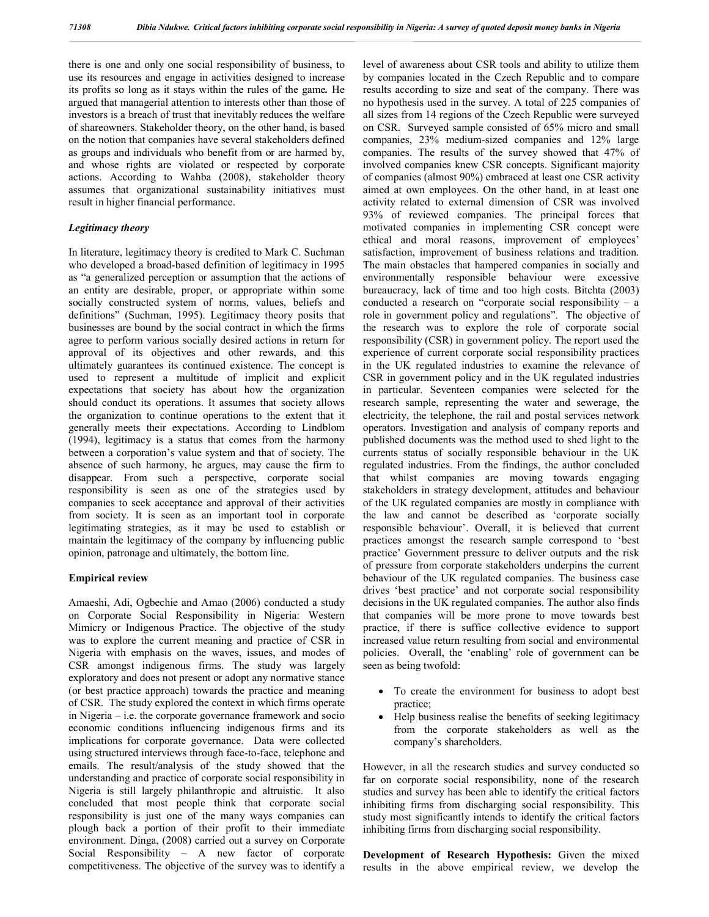there is one and only one social responsibility of business, to use its resources and engage in activities designed to increase its profits so long as it stays within the rules of the game**.** He argued that managerial attention to interests other than those of investors is a breach of trust that inevitably reduces the welfare of shareowners. Stakeholder theory, on the other hand, is based on the notion that companies have several stakeholders defined as groups and individuals who benefit from or are harmed by, and whose rights are violated or respected by corporate actions. According to Wahba (2008), stakeholder theory assumes that organizational sustainability initiatives must result in higher financial performance.

### *Legitimacy theory*

In literature, legitimacy theory is credited to Mark C. Suchman who developed a broad-based definition of legitimacy in 1995 as "a generalized perception or assumption that the actions of an entity are desirable, proper, or appropriate within some socially constructed system of norms, values, beliefs and definitions" (Suchman, 1995). Legitimacy theory posits that businesses are bound by the social contract in which the firms agree to perform various socially desired actions in return for approval of its objectives and other rewards, and this ultimately guarantees its continued existence. The concept is used to represent a multitude of implicit and explicit expectations that society has about how the organization should conduct its operations. It assumes that society allows the organization to continue operations to the extent that it generally meets their expectations. According to Lindblom (1994), legitimacy is a status that comes from the harmony between a corporation's value system and that of society. The absence of such harmony, he argues, may cause the firm to disappear. From such a perspective, corporate social responsibility is seen as one of the strategies used by companies to seek acceptance and approval of their activities from society. It is seen as an important tool in corporate legitimating strategies, as it may be used to establish or maintain the legitimacy of the company by influencing public opinion, patronage and ultimately, the bottom line.

### Empirical review

Amaeshi, Adi, Ogbechie and Amao (2006) conducted a study on Corporate Social Responsibility in Nigeria: Western Mimicry or Indigenous Practice. The objective of the study was to explore the current meaning and practice of CSR in Nigeria with emphasis on the waves, issues, and modes of CSR amongst indigenous firms. The study was largely exploratory and does not present or adopt any normative stance (or best practice approach) towards the practice and meaning of CSR. The study explored the context in which firms operate in Nigeria – i.e. the corporate governance framework and socio economic conditions influencing indigenous firms and its implications for corporate governance. Data were collected using structured interviews through face-to-face, telephone and emails. The result/analysis of the study showed that the understanding and practice of corporate social responsibility in Nigeria is still largely philanthropic and altruistic. It also concluded that most people think that corporate social responsibility is just one of the many ways companies can plough back a portion of their profit to their immediate environment. Dinga, (2008) carried out a survey on Corporate Social Responsibility – A new factor of corporate competitiveness. The objective of the survey was to identify a level of awareness about CSR tools and ability to utilize them by companies located in the Czech Republic and to compare results according to size and seat of the company. There was no hypothesis used in the survey. A total of 225 companies of all sizes from 14 regions of the Czech Republic were surveyed on CSR. Surveyed sample consisted of 65% micro and small companies, 23% medium-sized companies and 12% large companies. The results of the survey showed that 47% of involved companies knew CSR concepts. Significant majority of companies (almost 90%) embraced at least one CSR activity aimed at own employees. On the other hand, in at least one activity related to external dimension of CSR was involved 93% of reviewed companies. The principal forces that motivated companies in implementing CSR concept were ethical and moral reasons, improvement of employees' satisfaction, improvement of business relations and tradition. The main obstacles that hampered companies in socially and environmentally responsible behaviour were excessive bureaucracy, lack of time and too high costs. Bitchta (2003) conducted a research on "corporate social responsibility – a role in government policy and regulations". The objective of the research was to explore the role of corporate social responsibility (CSR) in government policy. The report used the experience of current corporate social responsibility practices in the UK regulated industries to examine the relevance of CSR in government policy and in the UK regulated industries in particular. Seventeen companies were selected for the research sample, representing the water and sewerage, the electricity, the telephone, the rail and postal services network operators. Investigation and analysis of company reports and published documents was the method used to shed light to the currents status of socially responsible behaviour in the UK regulated industries. From the findings, the author concluded that whilst companies are moving towards engaging stakeholders in strategy development, attitudes and behaviour of the UK regulated companies are mostly in compliance with the law and cannot be described as 'corporate socially responsible behaviour'. Overall, it is believed that current practices amongst the research sample correspond to 'best practice' Government pressure to deliver outputs and the risk of pressure from corporate stakeholders underpins the current behaviour of the UK regulated companies. The business case drives 'best practice' and not corporate social responsibility decisions in the UK regulated companies. The author also finds that companies will be more prone to move towards best practice, if there is suffice collective evidence to support increased value return resulting from social and environmental policies. Overall, the 'enabling' role of government can be seen as being twofold:

- To create the environment for business to adopt best practice;
- Help business realise the benefits of seeking legitimacy from the corporate stakeholders as well as the company's shareholders.

However, in all the research studies and survey conducted so far on corporate social responsibility, none of the research studies and survey has been able to identify the critical factors inhibiting firms from discharging social responsibility. This study most significantly intends to identify the critical factors inhibiting firms from discharging social responsibility.

**Development of Research Hypothesis:** Given the mixed results in the above empirical review, we develop the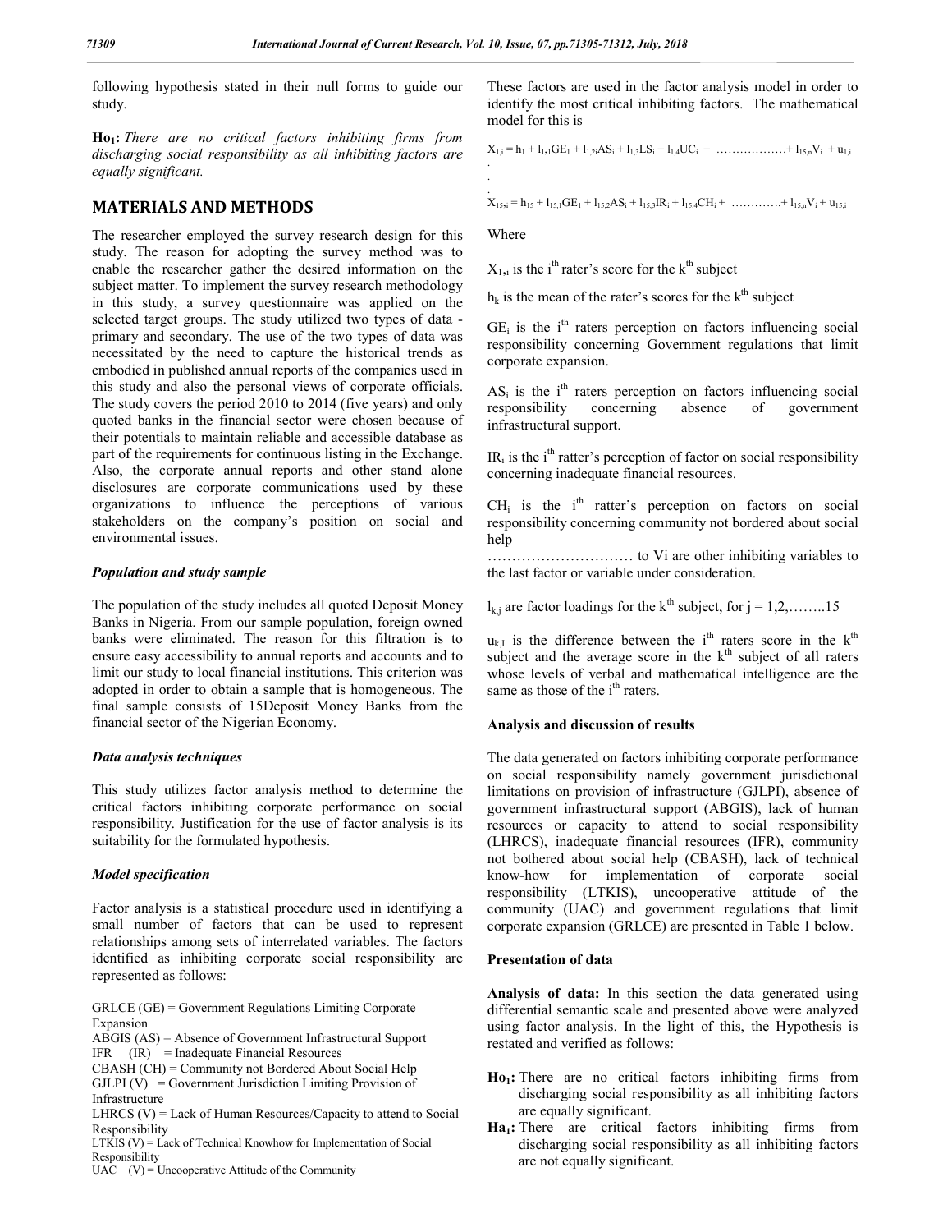following hypothesis stated in their null forms to guide our study.

**Ho₁:** *There are no critical factors inhibiting firms from discharging social responsibility as all inhibiting factors are equally significant.*

## MATERIALS AND METHODS

The researcher employed the survey research design for this study. The reason for adopting the survey method was to enable the researcher gather the desired information on the subject matter. To implement the survey research methodology in this study, a survey questionnaire was applied on the selected target groups. The study utilized two types of data - primary and secondary. The use of the two types of data was necessitated by the need to capture the historical trends as embodied in published annual reports of the companies used in this study and also the personal views of corporate officials. The study covers the period 2010 to 2014 (five years) and only quoted banks in the financial sector were chosen because of their potentials to maintain reliable and accessible database as part of the requirements for continuous listing in the Exchange. Also, the corporate annual reports and other stand alone disclosures are corporate communications used by these organizations to influence the perceptions of various stakeholders on the company's position on social and environmental issues.

### *Population and study sample*

The population of the study includes all quoted Deposit Money Banks in Nigeria. From our sample population, foreign owned banks were eliminated. The reason for this filtration is to ensure easy accessibility to annual reports and accounts and to limit our study to local financial institutions. This criterion was adopted in order to obtain a sample that is homogeneous. The final sample consists of 15Deposit Money Banks from the financial sector of the Nigerian Economy.

### *Data analysis techniques*

This study utilizes factor analysis method to determine the critical factors inhibiting corporate performance on social responsibility. Justification for the use of factor analysis is its suitability for the formulated hypothesis.

### *Model specification*

Factor analysis is a statistical procedure used in identifying a small number of factors that can be used to represent relationships among sets of interrelated variables. The factors identified as inhibiting corporate social responsibility are represented as follows:

GRLCE (GE) = Government Regulations Limiting Corporate Expansion
ABGIS (AS) = Absence of Government Infrastructural Support
IFR (IR) = Inadequate Financial Resources
CBASH (CH) = Community not Bordered About Social Help
GJLPI (V) = Government Jurisdiction Limiting Provision of Infrastructure
LHRCS (V) = Lack of Human Resources/Capacity to attend to Social Responsibility
LTKIS (V) = Lack of Technical Knowhow for Implementation of Social Responsibility
UAC (V) = Uncooperative Attitude of the Community

These factors are used in the factor analysis model in order to identify the most critical inhibiting factors. The mathematical model for this is

$$X_{1,i} = h_1 + l_{1,1}GE_1 + l_{1,2i}AS_i + l_{1,3}LS_i + l_{1,4}UC_i + \ldots\ldots\ldots\ldots + l_{15,n}V_i + u_{1,i}$$

.
.
.

$$X_{15,i} = h_{15} + l_{15,1}GE_1 + l_{15,2}AS_i + l_{15,3}IR_i + l_{15,4}CH_i + \ldots\ldots\ldots\ldots + l_{15,n}V_i + u_{15,i}$$

Where

$X_{1,i}$ is the i[th] rater's score for the k[th] subject

$h_k$ is the mean of the rater's scores for the k[th] subject

$GE_i$ is the i[th] raters perception on factors influencing social responsibility concerning Government regulations that limit corporate expansion.

$AS_i$ is the i[th] raters perception on factors influencing social responsibility concerning absence of government infrastructural support.

$IR_i$ is the i[th] ratter's perception of factor on social responsibility concerning inadequate financial resources.

$CH_i$ is the i[th] ratter's perception on factors on social responsibility concerning community not bordered about social help

………………………… to Vi are other inhibiting variables to the last factor or variable under consideration.

$l_{k,j}$ are factor loadings for the k[th] subject, for j = 1,2,……..15

$u_{k,I}$ is the difference between the i[th] raters score in the k[th] subject and the average score in the k[th] subject of all raters whose levels of verbal and mathematical intelligence are the same as those of the i[th] raters.

### Analysis and discussion of results

The data generated on factors inhibiting corporate performance on social responsibility namely government jurisdictional limitations on provision of infrastructure (GJLPI), absence of government infrastructural support (ABGIS), lack of human resources or capacity to attend to social responsibility (LHRCS), inadequate financial resources (IFR), community not bothered about social help (CBASH), lack of technical know-how for implementation of corporate social responsibility (LTKIS), uncooperative attitude of the community (UAC) and government regulations that limit corporate expansion (GRLCE) are presented in Table 1 below.

### Presentation of data

**Analysis of data:** In this section the data generated using differential semantic scale and presented above were analyzed using factor analysis. In the light of this, the Hypothesis is restated and verified as follows:

**Ho₁:** There are no critical factors inhibiting firms from discharging social responsibility as all inhibiting factors are equally significant.

**Ha₁:** There are critical factors inhibiting firms from discharging social responsibility as all inhibiting factors are not equally significant.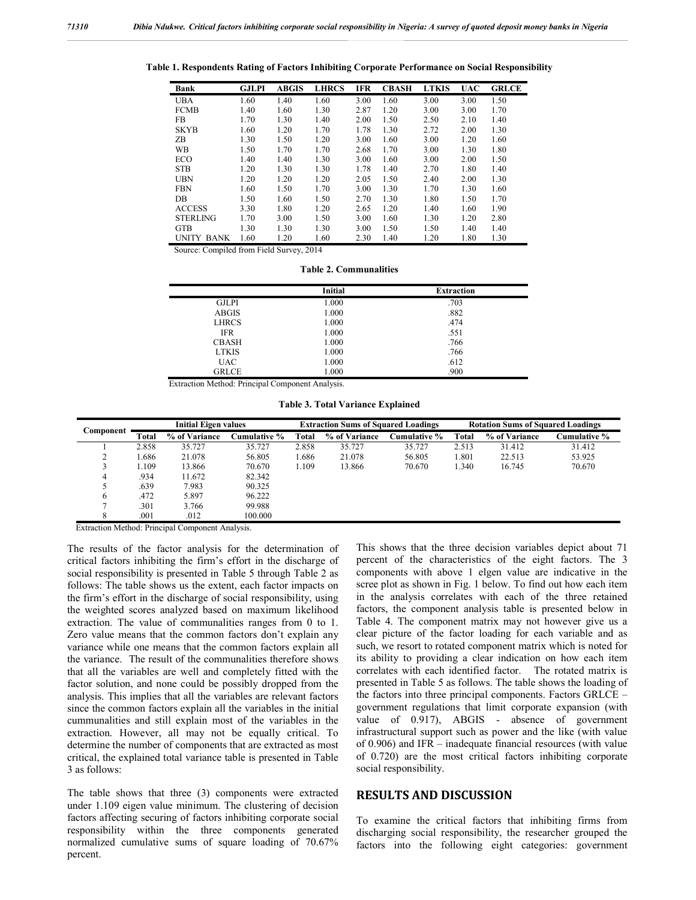**Table 1. Respondents Rating of Factors Inhibiting Corporate Performance on Social Responsibility**

| Bank | GJLPI | ABGIS | LHRCS | IFR | CBASH | LTKIS | UAC | GRLCE |
|---|---|---|---|---|---|---|---|---|
| UBA | 1.60 | 1.40 | 1.60 | 3.00 | 1.60 | 3.00 | 3.00 | 1.50 |
| FCMB | 1.40 | 1.60 | 1.30 | 2.87 | 1.20 | 3.00 | 3.00 | 1.70 |
| FB | 1.70 | 1.30 | 1.40 | 2.00 | 1.50 | 2.50 | 2.10 | 1.40 |
| SKYB | 1.60 | 1.20 | 1.70 | 1.78 | 1.30 | 2.72 | 2.00 | 1.30 |
| ZB | 1.30 | 1.50 | 1.20 | 3.00 | 1.60 | 3.00 | 1.20 | 1.60 |
| WB | 1.50 | 1.70 | 1.70 | 2.68 | 1.70 | 3.00 | 1.30 | 1.80 |
| ECO | 1.40 | 1.40 | 1.30 | 3.00 | 1.60 | 3.00 | 2.00 | 1.50 |
| STB | 1.20 | 1.30 | 1.30 | 1.78 | 1.40 | 2.70 | 1.80 | 1.40 |
| UBN | 1.20 | 1.20 | 1.20 | 2.05 | 1.50 | 2.40 | 2.00 | 1.30 |
| FBN | 1.60 | 1.50 | 1.70 | 3.00 | 1.30 | 1.70 | 1.30 | 1.60 |
| DB | 1.50 | 1.60 | 1.50 | 2.70 | 1.30 | 1.80 | 1.50 | 1.70 |
| ACCESS | 3.30 | 1.80 | 1.20 | 2.65 | 1.20 | 1.40 | 1.60 | 1.90 |
| STERLING | 1.70 | 3.00 | 1.50 | 3.00 | 1.60 | 1.30 | 1.20 | 2.80 |
| GTB | 1.30 | 1.30 | 1.30 | 3.00 | 1.50 | 1.50 | 1.40 | 1.40 |
| UNITY BANK | 1.60 | 1.20 | 1.60 | 2.30 | 1.40 | 1.20 | 1.80 | 1.30 |

Source: Compiled from Field Survey, 2014

**Table 2. Communalities**

| | Initial | Extraction |
|---|---|---|
| GJLPI | 1.000 | .703 |
| ABGIS | 1.000 | .882 |
| LHRCS | 1.000 | .474 |
| IFR | 1.000 | .551 |
| CBASH | 1.000 | .766 |
| LTKIS | 1.000 | .766 |
| UAC | 1.000 | .612 |
| GRLCE | 1.000 | .900 |

Extraction Method: Principal Component Analysis.

**Table 3. Total Variance Explained**

| Component | Initial Eigen values | | | Extraction Sums of Squared Loadings | | | Rotation Sums of Squared Loadings | | |
|---|---|---|---|---|---|---|---|---|---|
| | Total | % of Variance | Cumulative % | Total | % of Variance | Cumulative % | Total | % of Variance | Cumulative % |
| 1 | 2.858 | 35.727 | 35.727 | 2.858 | 35.727 | 35.727 | 2.513 | 31.412 | 31.412 |
| 2 | 1.686 | 21.078 | 56.805 | 1.686 | 21.078 | 56.805 | 1.801 | 22.513 | 53.925 |
| 3 | 1.109 | 13.866 | 70.670 | 1.109 | 13.866 | 70.670 | 1.340 | 16.745 | 70.670 |
| 4 | .934 | 11.672 | 82.342 | | | | | | |
| 5 | .639 | 7.983 | 90.325 | | | | | | |
| 6 | .472 | 5.897 | 96.222 | | | | | | |
| 7 | .301 | 3.766 | 99.988 | | | | | | |
| 8 | .001 | .012 | 100.000 | | | | | | |

Extraction Method: Principal Component Analysis.

The results of the factor analysis for the determination of critical factors inhibiting the firm's effort in the discharge of social responsibility is presented in Table 5 through Table 2 as follows: The table shows us the extent, each factor impacts on the firm's effort in the discharge of social responsibility, using the weighted scores analyzed based on maximum likelihood extraction. The value of communalities ranges from 0 to 1. Zero value means that the common factors don't explain any variance while one means that the common factors explain all the variance. The result of the communalities therefore shows that all the variables are well and completely fitted with the factor solution, and none could be possibly dropped from the analysis. This implies that all the variables are relevant factors since the common factors explain all the variables in the initial cummunalities and still explain most of the variables in the extraction. However, all may not be equally critical. To determine the number of components that are extracted as most critical, the explained total variance table is presented in Table 3 as follows:

The table shows that three (3) components were extracted under 1.109 eigen value minimum. The clustering of decision factors affecting securing of factors inhibiting corporate social responsibility within the three components generated normalized cumulative sums of square loading of 70.67% percent.

This shows that the three decision variables depict about 71 percent of the characteristics of the eight factors. The 3 components with above 1 elgen value are indicative in the scree plot as shown in Fig. 1 below. To find out how each item in the analysis correlates with each of the three retained factors, the component analysis table is presented below in Table 4. The component matrix may not however give us a clear picture of the factor loading for each variable and as such, we resort to rotated component matrix which is noted for its ability to providing a clear indication on how each item correlates with each identified factor. The rotated matrix is presented in Table 5 as follows. The table shows the loading of the factors into three principal components. Factors GRLCE – government regulations that limit corporate expansion (with value of 0.917), ABGIS - absence of government infrastructural support such as power and the like (with value of 0.906) and IFR – inadequate financial resources (with value of 0.720) are the most critical factors inhibiting corporate social responsibility.

## RESULTS AND DISCUSSION

To examine the critical factors that inhibiting firms from discharging social responsibility, the researcher grouped the factors into the following eight categories: government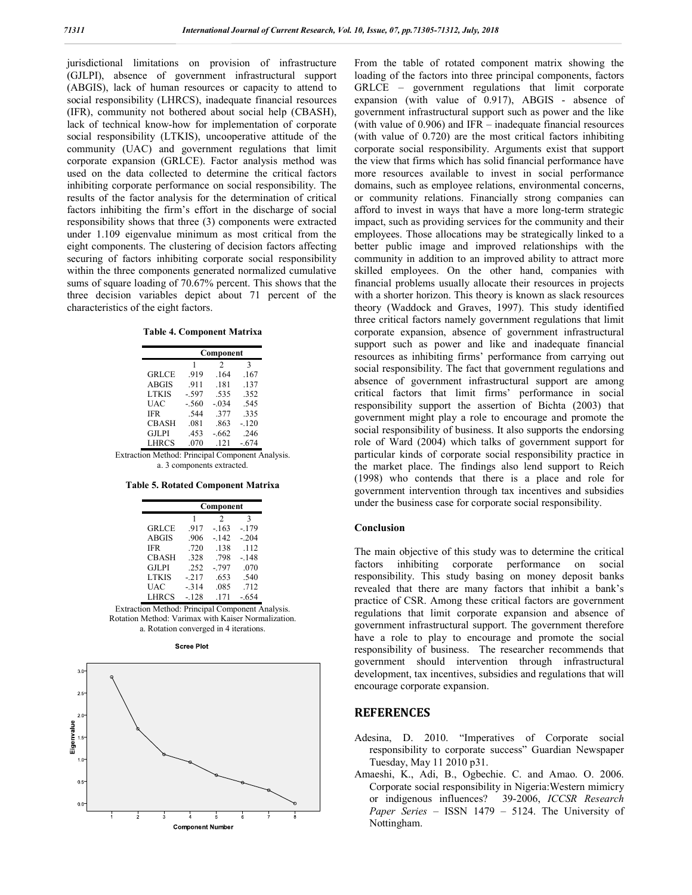jurisdictional limitations on provision of infrastructure (GJLPI), absence of government infrastructural support (ABGIS), lack of human resources or capacity to attend to social responsibility (LHRCS), inadequate financial resources (IFR), community not bothered about social help (CBASH), lack of technical know-how for implementation of corporate social responsibility (LTKIS), uncooperative attitude of the community (UAC) and government regulations that limit corporate expansion (GRLCE). Factor analysis method was used on the data collected to determine the critical factors inhibiting corporate performance on social responsibility. The results of the factor analysis for the determination of critical factors inhibiting the firm's effort in the discharge of social responsibility shows that three (3) components were extracted under 1.109 eigenvalue minimum as most critical from the eight components. The clustering of decision factors affecting securing of factors inhibiting corporate social responsibility within the three components generated normalized cumulative sums of square loading of 70.67% percent. This shows that the three decision variables depict about 71 percent of the characteristics of the eight factors.

**Table 4. Component Matrixa**

| | Component | | |
|---|---|---|---|
| | 1 | 2 | 3 |
| GRLCE | .919 | .164 | .167 |
| ABGIS | .911 | .181 | .137 |
| LTKIS | -.597 | .535 | .352 |
| UAC | -.560 | -.034 | .545 |
| IFR | .544 | .377 | .335 |
| CBASH | .081 | .863 | -.120 |
| GJLPI | .453 | -.662 | .246 |
| LHRCS | .070 | .121 | -.674 |

Extraction Method: Principal Component Analysis.
a. 3 components extracted.

**Table 5. Rotated Component Matrixa**

| | Component | | |
|---|---|---|---|
| | 1 | 2 | 3 |
| GRLCE | .917 | -.163 | -.179 |
| ABGIS | .906 | -.142 | -.204 |
| IFR | .720 | .138 | .112 |
| CBASH | .328 | .798 | -.148 |
| GJLPI | .252 | -.797 | .070 |
| LTKIS | -.217 | .653 | .540 |
| UAC | -.314 | .085 | .712 |
| LHRCS | -.128 | .171 | -.654 |

Extraction Method: Principal Component Analysis.
Rotation Method: Varimax with Kaiser Normalization.
a. Rotation converged in 4 iterations.

Scree Plot

From the table of rotated component matrix showing the loading of the factors into three principal components, factors GRLCE – government regulations that limit corporate expansion (with value of 0.917), ABGIS - absence of government infrastructural support such as power and the like (with value of 0.906) and IFR – inadequate financial resources (with value of 0.720) are the most critical factors inhibiting corporate social responsibility. Arguments exist that support the view that firms which has solid financial performance have more resources available to invest in social performance domains, such as employee relations, environmental concerns, or community relations. Financially strong companies can afford to invest in ways that have a more long-term strategic impact, such as providing services for the community and their employees. Those allocations may be strategically linked to a better public image and improved relationships with the community in addition to an improved ability to attract more skilled employees. On the other hand, companies with financial problems usually allocate their resources in projects with a shorter horizon. This theory is known as slack resources theory (Waddock and Graves, 1997). This study identified three critical factors namely government regulations that limit corporate expansion, absence of government infrastructural support such as power and like and inadequate financial resources as inhibiting firms' performance from carrying out social responsibility. The fact that government regulations and absence of government infrastructural support are among critical factors that limit firms' performance in social responsibility support the assertion of Bichta (2003) that government might play a role to encourage and promote the social responsibility of business. It also supports the endorsing role of Ward (2004) which talks of government support for particular kinds of corporate social responsibility practice in the market place. The findings also lend support to Reich (1998) who contends that there is a place and role for government intervention through tax incentives and subsidies under the business case for corporate social responsibility.

## Conclusion

The main objective of this study was to determine the critical factors inhibiting corporate performance on social responsibility. This study basing on money deposit banks revealed that there are many factors that inhibit a bank's practice of CSR. Among these critical factors are government regulations that limit corporate expansion and absence of government infrastructural support. The government therefore have a role to play to encourage and promote the social responsibility of business. The researcher recommends that government should intervention through infrastructural development, tax incentives, subsidies and regulations that will encourage corporate expansion.

## REFERENCES

Adesina, D. 2010. "Imperatives of Corporate social responsibility to corporate success" Guardian Newspaper Tuesday, May 11 2010 p31.

Amaeshi, K., Adi, B., Ogbechie. C. and Amao. O. 2006. Corporate social responsibility in Nigeria:Western mimicry or indigenous influences? 39-2006, *ICCSR Research Paper Series* – ISSN 1479 – 5124. The University of Nottingham.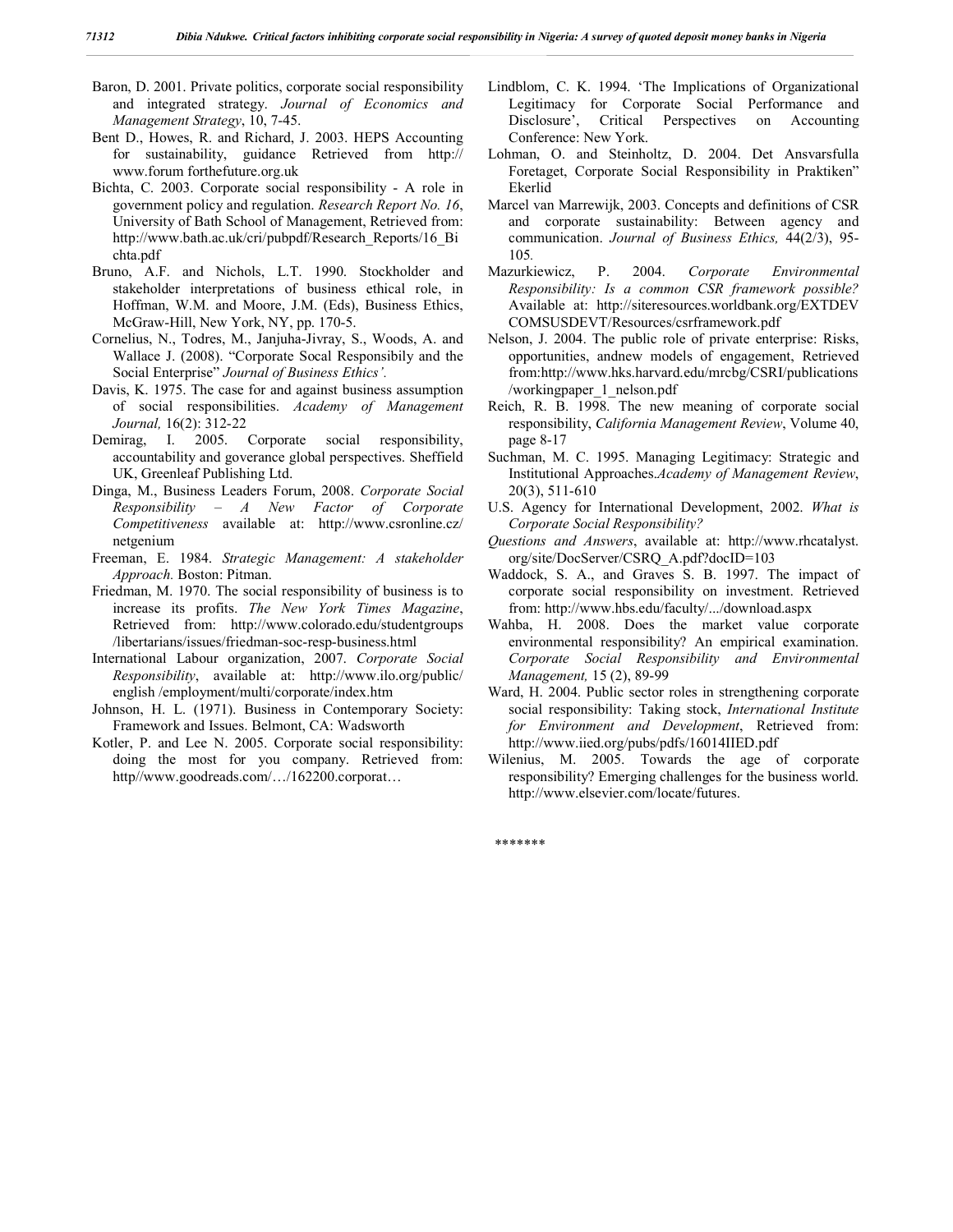Baron, D. 2001. Private politics, corporate social responsibility and integrated strategy. *Journal of Economics and Management Strategy*, 10, 7-45.

Bent D., Howes, R. and Richard, J. 2003. HEPS Accounting for sustainability, guidance Retrieved from http:// www.forum forthefuture.org.uk

Bichta, C. 2003. Corporate social responsibility - A role in government policy and regulation. *Research Report No. 16*, University of Bath School of Management, Retrieved from: http://www.bath.ac.uk/cri/pubpdf/Research_Reports/16_Bichta.pdf

Bruno, A.F. and Nichols, L.T. 1990. Stockholder and stakeholder interpretations of business ethical role, in Hoffman, W.M. and Moore, J.M. (Eds), Business Ethics, McGraw-Hill, New York, NY, pp. 170-5.

Cornelius, N., Todres, M., Janjuha-Jivray, S., Woods, A. and Wallace J. (2008). "Corporate Socal Responsibily and the Social Enterprise" *Journal of Business Ethics'.*

Davis, K. 1975. The case for and against business assumption of social responsibilities. *Academy of Management Journal,* 16(2): 312-22

Demirag, I. 2005. Corporate social responsibility, accountability and goverance global perspectives. Sheffield UK, Greenleaf Publishing Ltd.

Dinga, M., Business Leaders Forum, 2008. *Corporate Social Responsibility – A New Factor of Corporate Competitiveness* available at: http://www.csronline.cz/ netgenium

Freeman, E. 1984. *Strategic Management: A stakeholder Approach.* Boston: Pitman.

Friedman, M. 1970. The social responsibility of business is to increase its profits. *The New York Times Magazine*, Retrieved from: http://www.colorado.edu/studentgroups /libertarians/issues/friedman-soc-resp-business.html

International Labour organization, 2007. *Corporate Social Responsibility*, available at: http://www.ilo.org/public/ english /employment/multi/corporate/index.htm

Johnson, H. L. (1971). Business in Contemporary Society: Framework and Issues. Belmont, CA: Wadsworth

Kotler, P. and Lee N. 2005. Corporate social responsibility: doing the most for you company. Retrieved from: http//www.goodreads.com/…/162200.corporat…

Lindblom, C. K. 1994. 'The Implications of Organizational Legitimacy for Corporate Social Performance and Disclosure', Critical Perspectives on Accounting Conference: New York.

Lohman, O. and Steinholtz, D. 2004. Det Ansvarsfulla Foretaget, Corporate Social Responsibility in Praktiken" Ekerlid

Marcel van Marrewijk, 2003. Concepts and definitions of CSR and corporate sustainability: Between agency and communication. *Journal of Business Ethics,* 44(2/3), 95-105*.*

Mazurkiewicz, P. 2004. *Corporate Environmental Responsibility: Is a common CSR framework possible?* Available at: http://siteresources.worldbank.org/EXTDEVCOMSUSDEVT/Resources/csrframework.pdf

Nelson, J. 2004. The public role of private enterprise: Risks, opportunities, andnew models of engagement, Retrieved from:http://www.hks.harvard.edu/mrcbg/CSRI/publications/workingpaper_1_nelson.pdf

Reich, R. B. 1998. The new meaning of corporate social responsibility, *California Management Review*, Volume 40, page 8-17

Suchman, M. C. 1995. Managing Legitimacy: Strategic and Institutional Approaches.*Academy of Management Review*, 20(3), 511-610

U.S. Agency for International Development, 2002. *What is Corporate Social Responsibility?*

*Questions and Answers*, available at: http://www.rhcatalyst. org/site/DocServer/CSRQ_A.pdf?docID=103

Waddock, S. A., and Graves S. B. 1997. The impact of corporate social responsibility on investment. Retrieved from: http://www.hbs.edu/faculty/.../download.aspx

Wahba, H. 2008. Does the market value corporate environmental responsibility? An empirical examination. *Corporate Social Responsibility and Environmental Management,* 15 (2), 89-99

Ward, H. 2004. Public sector roles in strengthening corporate social responsibility: Taking stock, *International Institute for Environment and Development*, Retrieved from: http://www.iied.org/pubs/pdfs/16014IIED.pdf

Wilenius, M. 2005. Towards the age of corporate responsibility? Emerging challenges for the business world. http://www.elsevier.com/locate/futures.

*******